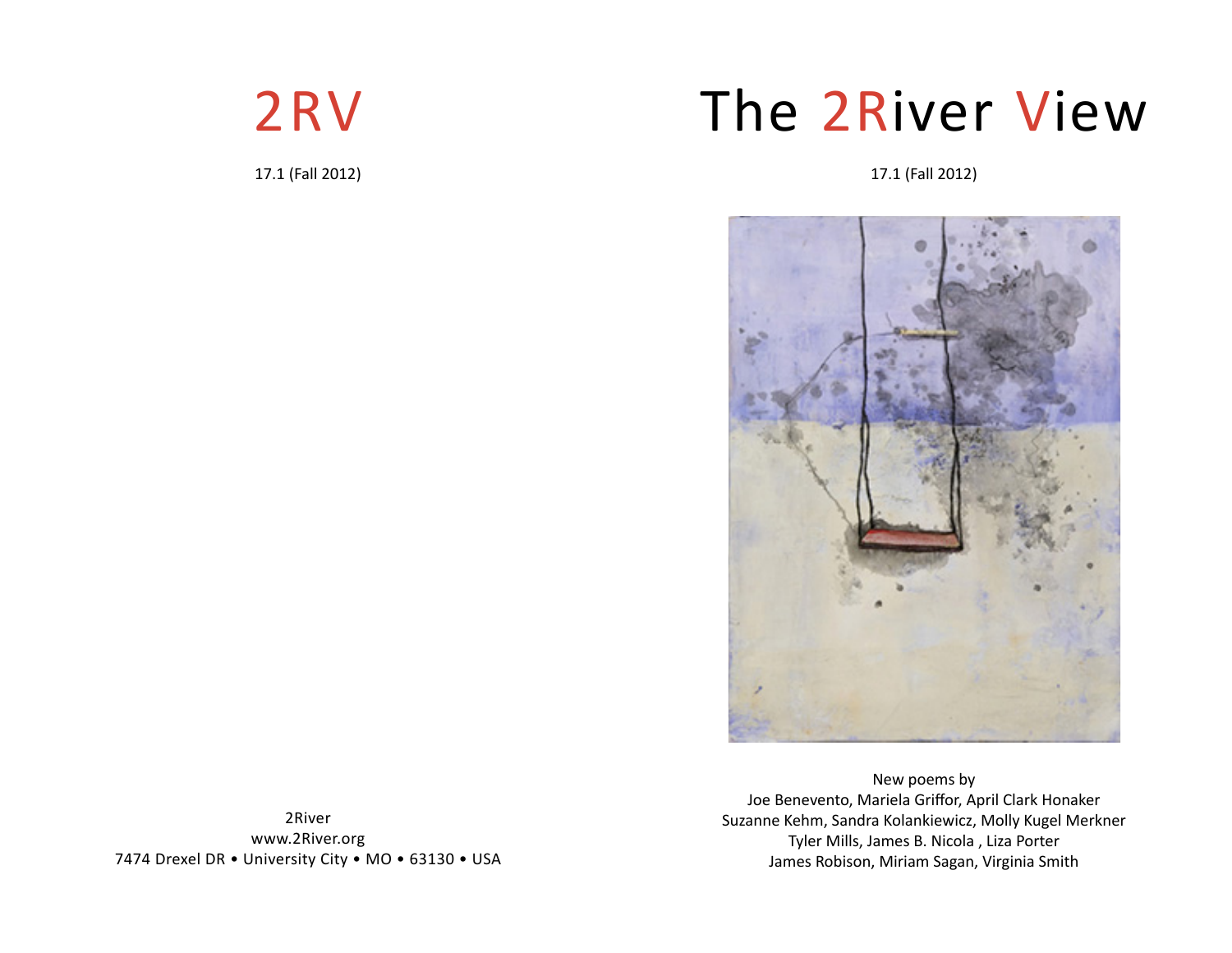# 2RV

17.1 (Fall 2012)

2River
www.2River.org
7474 Drexel DR • University City • MO • 63130 • USA

# The 2River View

17.1 (Fall 2012)

New poems by
Joe Benevento, Mariela Griffor, April Clark Honaker
Suzanne Kehm, Sandra Kolankiewicz, Molly Kugel Merkner
Tyler Mills, James B. Nicola , Liza Porter
James Robison, Miriam Sagan, Virginia Smith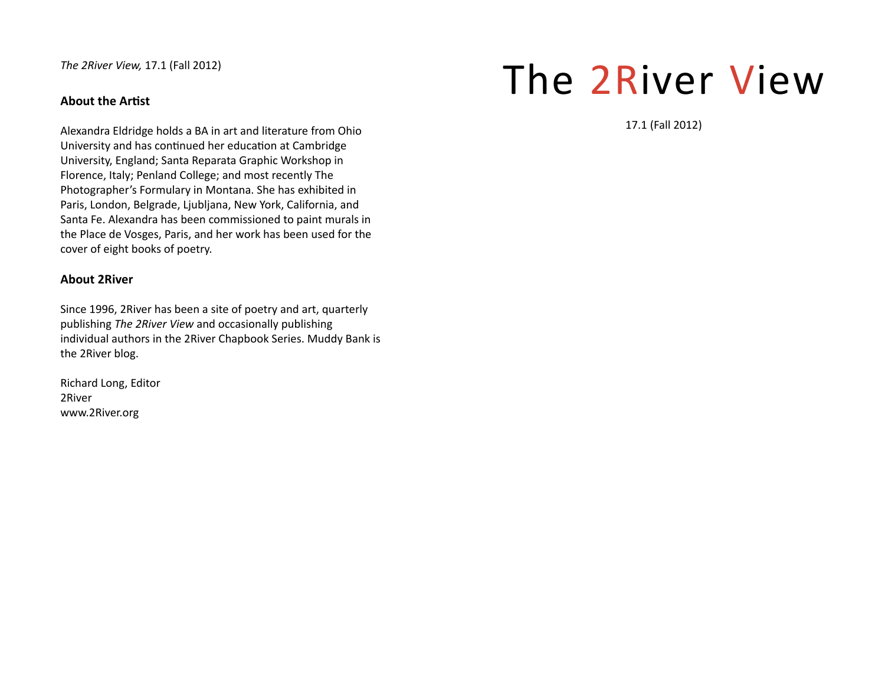*The 2River View,* 17.1 (Fall 2012)

**About the Artist**

Alexandra Eldridge holds a BA in art and literature from Ohio University and has continued her education at Cambridge University, England; Santa Reparata Graphic Workshop in Florence, Italy; Penland College; and most recently The Photographer's Formulary in Montana. She has exhibited in Paris, London, Belgrade, Ljubljana, New York, California, and Santa Fe. Alexandra has been commissioned to paint murals in the Place de Vosges, Paris, and her work has been used for the cover of eight books of poetry.

**About 2River**

Since 1996, 2River has been a site of poetry and art, quarterly publishing *The 2River View* and occasionally publishing individual authors in the 2River Chapbook Series. Muddy Bank is the 2River blog.

Richard Long, Editor
2River
www.2River.org

# The 2River View

17.1 (Fall 2012)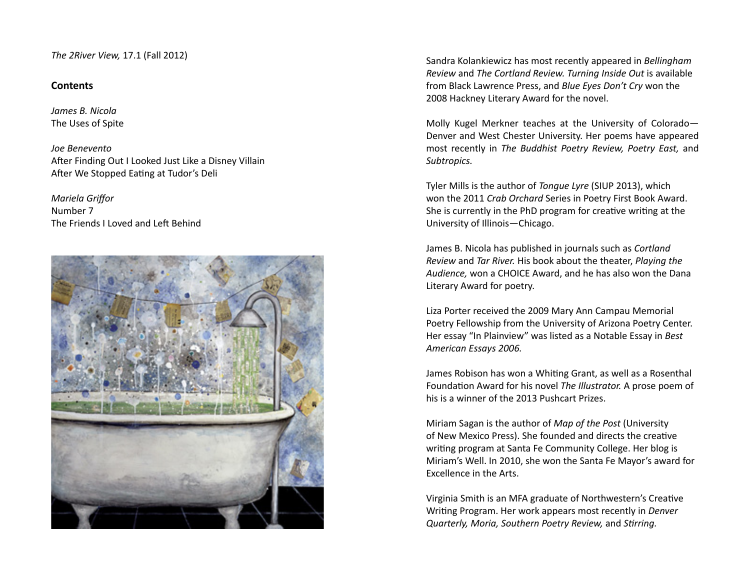*The 2River View,* 17.1 (Fall 2012)

**Contents**

*James B. Nicola*
The Uses of Spite

*Joe Benevento*
After Finding Out I Looked Just Like a Disney Villain
After We Stopped Eating at Tudor's Deli

*Mariela Griffor*
Number 7
The Friends I Loved and Left Behind

Sandra Kolankiewicz has most recently appeared in *Bellingham Review* and *The Cortland Review. Turning Inside Out* is available from Black Lawrence Press, and *Blue Eyes Don't Cry* won the 2008 Hackney Literary Award for the novel.

Molly Kugel Merkner teaches at the University of Colorado—Denver and West Chester University. Her poems have appeared most recently in *The Buddhist Poetry Review, Poetry East,* and *Subtropics.*

Tyler Mills is the author of *Tongue Lyre* (SIUP 2013), which won the 2011 *Crab Orchard* Series in Poetry First Book Award. She is currently in the PhD program for creative writing at the University of Illinois—Chicago.

James B. Nicola has published in journals such as *Cortland Review* and *Tar River.* His book about the theater, *Playing the Audience,* won a CHOICE Award, and he has also won the Dana Literary Award for poetry.

Liza Porter received the 2009 Mary Ann Campau Memorial Poetry Fellowship from the University of Arizona Poetry Center. Her essay "In Plainview" was listed as a Notable Essay in *Best American Essays 2006.*

James Robison has won a Whiting Grant, as well as a Rosenthal Foundation Award for his novel *The Illustrator.* A prose poem of his is a winner of the 2013 Pushcart Prizes.

Miriam Sagan is the author of *Map of the Post* (University of New Mexico Press). She founded and directs the creative writing program at Santa Fe Community College. Her blog is Miriam's Well. In 2010, she won the Santa Fe Mayor's award for Excellence in the Arts.

Virginia Smith is an MFA graduate of Northwestern's Creative Writing Program. Her work appears most recently in *Denver Quarterly, Moria, Southern Poetry Review,* and *Stirring.*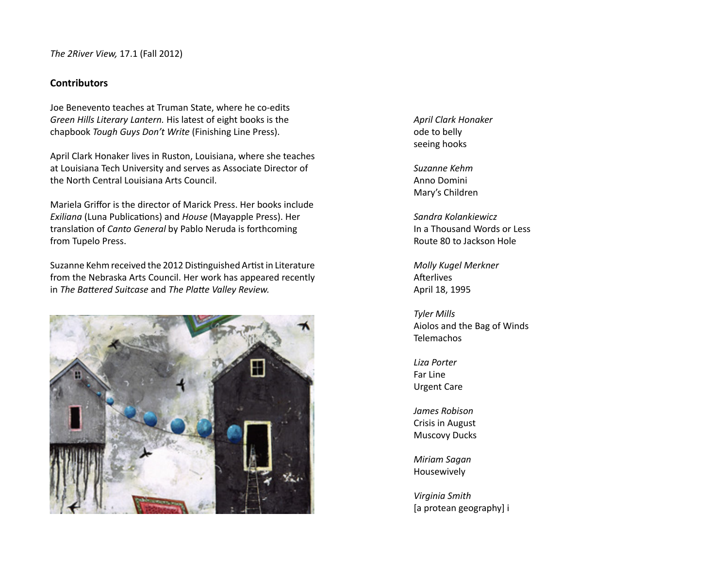## Contributors

Joe Benevento teaches at Truman State, where he co-edits *Green Hills Literary Lantern.* His latest of eight books is the chapbook *Tough Guys Don't Write* (Finishing Line Press).

April Clark Honaker lives in Ruston, Louisiana, where she teaches at Louisiana Tech University and serves as Associate Director of the North Central Louisiana Arts Council.

Mariela Griffor is the director of Marick Press. Her books include *Exiliana* (Luna Publications) and *House* (Mayapple Press). Her translation of *Canto General* by Pablo Neruda is forthcoming from Tupelo Press.

Suzanne Kehm received the 2012 Distinguished Artist in Literature from the Nebraska Arts Council. Her work has appeared recently in *The Battered Suitcase* and *The Platte Valley Review.*

*April Clark Honaker*
ode to belly
seeing hooks

*Suzanne Kehm*
Anno Domini
Mary's Children

*Sandra Kolankiewicz*
In a Thousand Words or Less
Route 80 to Jackson Hole

*Molly Kugel Merkner*
Afterlives
April 18, 1995

*Tyler Mills*
Aiolos and the Bag of Winds
Telemachos

*Liza Porter*
Far Line
Urgent Care

*James Robison*
Crisis in August
Muscovy Ducks

*Miriam Sagan*
Housewively

*Virginia Smith*
[a protean geography] i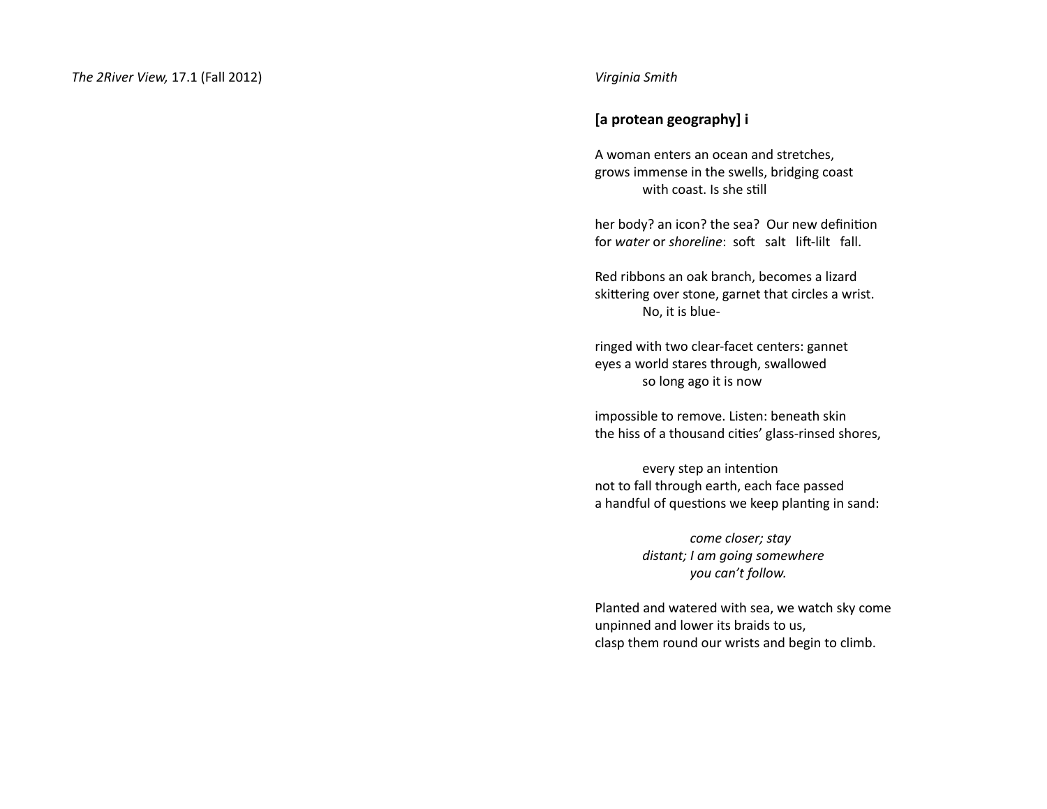Virginia Smith

## [a protean geography] i

A woman enters an ocean and stretches,
grows immense in the swells, bridging coast
    with coast. Is she still

her body? an icon? the sea? Our new definition
for *water* or *shoreline*: soft salt lift-lilt fall.

Red ribbons an oak branch, becomes a lizard
skittering over stone, garnet that circles a wrist.
    No, it is blue-

ringed with two clear-facet centers: gannet
eyes a world stares through, swallowed
    so long ago it is now

impossible to remove. Listen: beneath skin
the hiss of a thousand cities' glass-rinsed shores,

    every step an intention
not to fall through earth, each face passed
a handful of questions we keep planting in sand:

        *come closer; stay*
    *distant; I am going somewhere*
        *you can't follow.*

Planted and watered with sea, we watch sky come
unpinned and lower its braids to us,
clasp them round our wrists and begin to climb.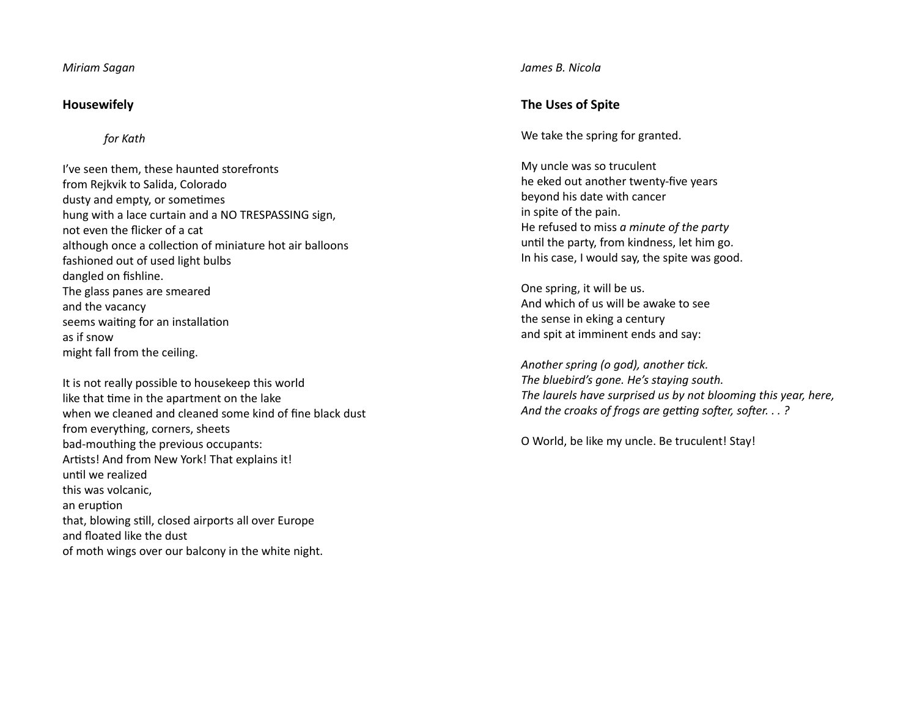*Miriam Sagan*

### Housewifely

*for Kath*

I've seen them, these haunted storefronts
from Rejkvik to Salida, Colorado
dusty and empty, or sometimes
hung with a lace curtain and a NO TRESPASSING sign,
not even the flicker of a cat
although once a collection of miniature hot air balloons
fashioned out of used light bulbs
dangled on fishline.
The glass panes are smeared
and the vacancy
seems waiting for an installation
as if snow
might fall from the ceiling.

It is not really possible to housekeep this world
like that time in the apartment on the lake
when we cleaned and cleaned some kind of fine black dust
from everything, corners, sheets
bad-mouthing the previous occupants:
Artists! And from New York! That explains it!
until we realized
this was volcanic,
an eruption
that, blowing still, closed airports all over Europe
and floated like the dust
of moth wings over our balcony in the white night.

*James B. Nicola*

### The Uses of Spite

We take the spring for granted.

My uncle was so truculent
he eked out another twenty-five years
beyond his date with cancer
in spite of the pain.
He refused to miss *a minute of the party*
until the party, from kindness, let him go.
In his case, I would say, the spite was good.

One spring, it will be us.
And which of us will be awake to see
the sense in eking a century
and spit at imminent ends and say:

*Another spring (o god), another tick.*
*The bluebird's gone. He's staying south.*
*The laurels have surprised us by not blooming this year, here,*
*And the croaks of frogs are getting softer, softer. . . ?*

O World, be like my uncle. Be truculent! Stay!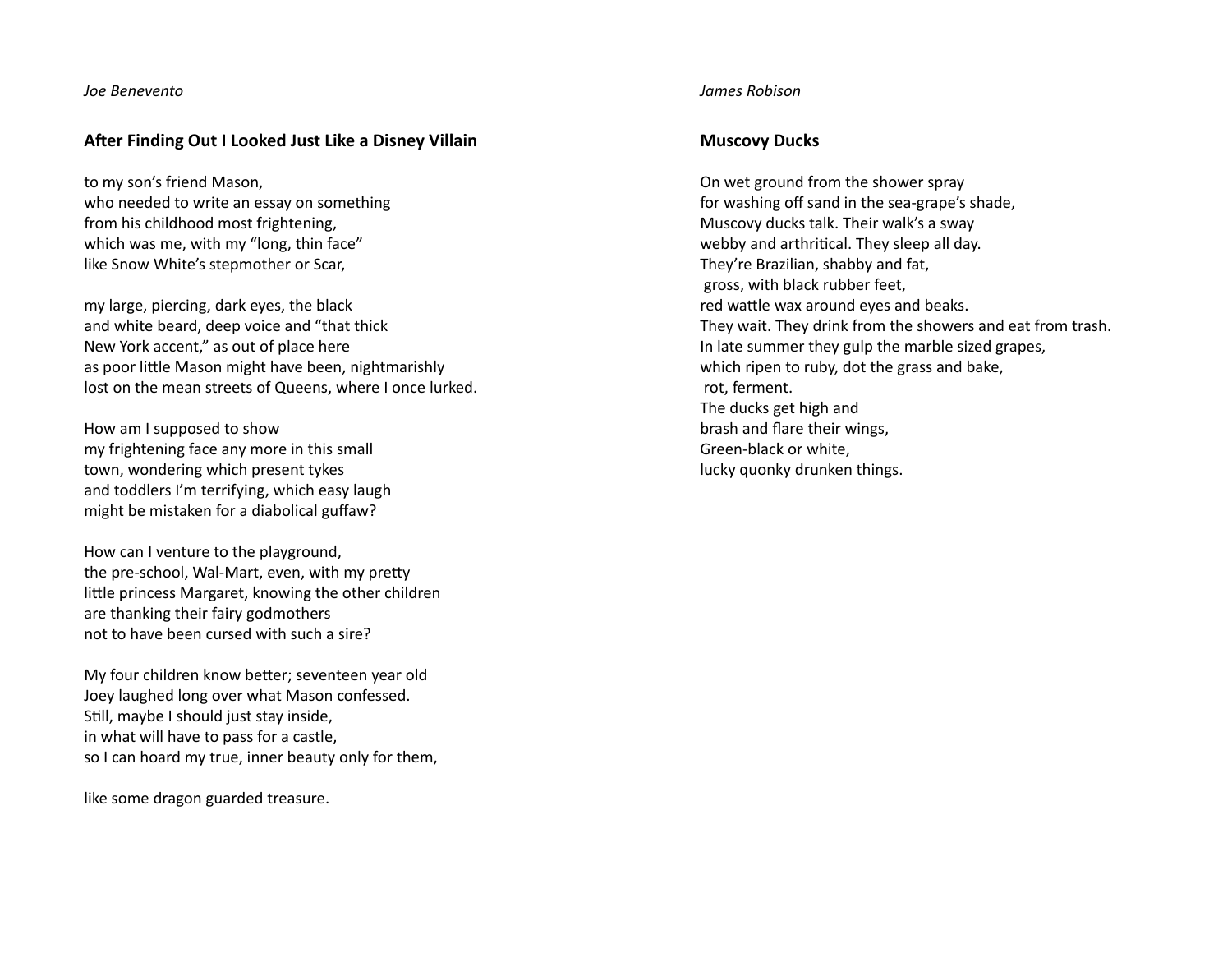*Joe Benevento*

## After Finding Out I Looked Just Like a Disney Villain

to my son's friend Mason,
who needed to write an essay on something
from his childhood most frightening,
which was me, with my "long, thin face"
like Snow White's stepmother or Scar,

my large, piercing, dark eyes, the black
and white beard, deep voice and "that thick
New York accent," as out of place here
as poor little Mason might have been, nightmarishly
lost on the mean streets of Queens, where I once lurked.

How am I supposed to show
my frightening face any more in this small
town, wondering which present tykes
and toddlers I'm terrifying, which easy laugh
might be mistaken for a diabolical guffaw?

How can I venture to the playground,
the pre-school, Wal-Mart, even, with my pretty
little princess Margaret, knowing the other children
are thanking their fairy godmothers
not to have been cursed with such a sire?

My four children know better; seventeen year old
Joey laughed long over what Mason confessed.
Still, maybe I should just stay inside,
in what will have to pass for a castle,
so I can hoard my true, inner beauty only for them,

like some dragon guarded treasure.

*James Robison*

## Muscovy Ducks

On wet ground from the shower spray
for washing off sand in the sea-grape's shade,
Muscovy ducks talk. Their walk's a sway
webby and arthritical. They sleep all day.
They're Brazilian, shabby and fat,
 gross, with black rubber feet,
red wattle wax around eyes and beaks.
They wait. They drink from the showers and eat from trash.
In late summer they gulp the marble sized grapes,
which ripen to ruby, dot the grass and bake,
 rot, ferment.
The ducks get high and
brash and flare their wings,
Green-black or white,
lucky quonky drunken things.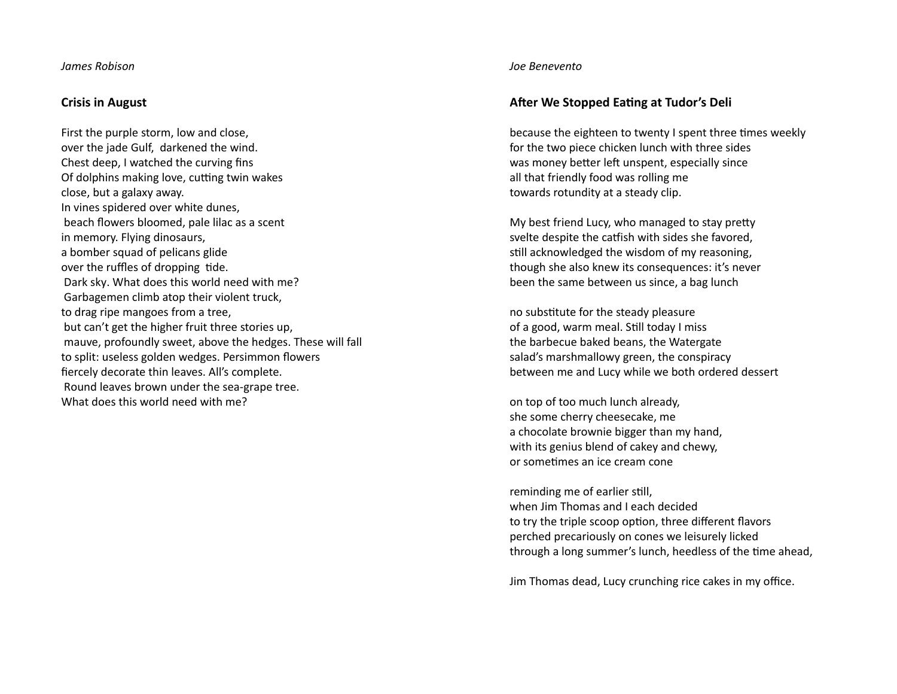*James Robison*

## Crisis in August

First the purple storm, low and close,  
over the jade Gulf, darkened the wind.  
Chest deep, I watched the curving fins  
Of dolphins making love, cutting twin wakes  
close, but a galaxy away.  
In vines spidered over white dunes,  
beach flowers bloomed, pale lilac as a scent  
in memory. Flying dinosaurs,  
a bomber squad of pelicans glide  
over the ruffles of dropping tide.  
Dark sky. What does this world need with me?  
Garbagemen climb atop their violent truck,  
to drag ripe mangoes from a tree,  
but can't get the higher fruit three stories up,  
mauve, profoundly sweet, above the hedges. These will fall  
to split: useless golden wedges. Persimmon flowers  
fiercely decorate thin leaves. All's complete.  
Round leaves brown under the sea-grape tree.  
What does this world need with me?

*Joe Benevento*

## After We Stopped Eating at Tudor's Deli

because the eighteen to twenty I spent three times weekly  
for the two piece chicken lunch with three sides  
was money better left unspent, especially since  
all that friendly food was rolling me  
towards rotundity at a steady clip.

My best friend Lucy, who managed to stay pretty  
svelte despite the catfish with sides she favored,  
still acknowledged the wisdom of my reasoning,  
though she also knew its consequences: it's never  
been the same between us since, a bag lunch

no substitute for the steady pleasure  
of a good, warm meal. Still today I miss  
the barbecue baked beans, the Watergate  
salad's marshmallowy green, the conspiracy  
between me and Lucy while we both ordered dessert

on top of too much lunch already,  
she some cherry cheesecake, me  
a chocolate brownie bigger than my hand,  
with its genius blend of cakey and chewy,  
or sometimes an ice cream cone

reminding me of earlier still,  
when Jim Thomas and I each decided  
to try the triple scoop option, three different flavors  
perched precariously on cones we leisurely licked  
through a long summer's lunch, heedless of the time ahead,

Jim Thomas dead, Lucy crunching rice cakes in my office.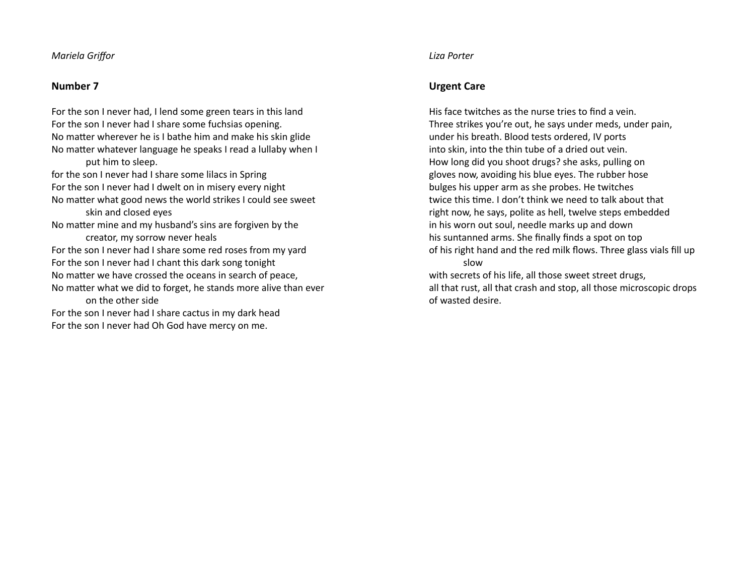*Mariela Griffor*

## Number 7

For the son I never had, I lend some green tears in this land  
For the son I never had I share some fuchsias opening.  
No matter wherever he is I bathe him and make his skin glide  
No matter whatever language he speaks I read a lullaby when I  
    put him to sleep.  
for the son I never had I share some lilacs in Spring  
For the son I never had I dwelt on in misery every night  
No matter what good news the world strikes I could see sweet  
    skin and closed eyes  
No matter mine and my husband's sins are forgiven by the  
    creator, my sorrow never heals  
For the son I never had I share some red roses from my yard  
For the son I never had I chant this dark song tonight  
No matter we have crossed the oceans in search of peace,  
No matter what we did to forget, he stands more alive than ever  
    on the other side  
For the son I never had I share cactus in my dark head  
For the son I never had Oh God have mercy on me.

*Liza Porter*

## Urgent Care

His face twitches as the nurse tries to find a vein.  
Three strikes you're out, he says under meds, under pain,  
under his breath. Blood tests ordered, IV ports  
into skin, into the thin tube of a dried out vein.  
How long did you shoot drugs? she asks, pulling on  
gloves now, avoiding his blue eyes. The rubber hose  
bulges his upper arm as she probes. He twitches  
twice this time. I don't think we need to talk about that  
right now, he says, polite as hell, twelve steps embedded  
in his worn out soul, needle marks up and down  
his suntanned arms. She finally finds a spot on top  
of his right hand and the red milk flows. Three glass vials fill up  
    slow  
with secrets of his life, all those sweet street drugs,  
all that rust, all that crash and stop, all those microscopic drops  
of wasted desire.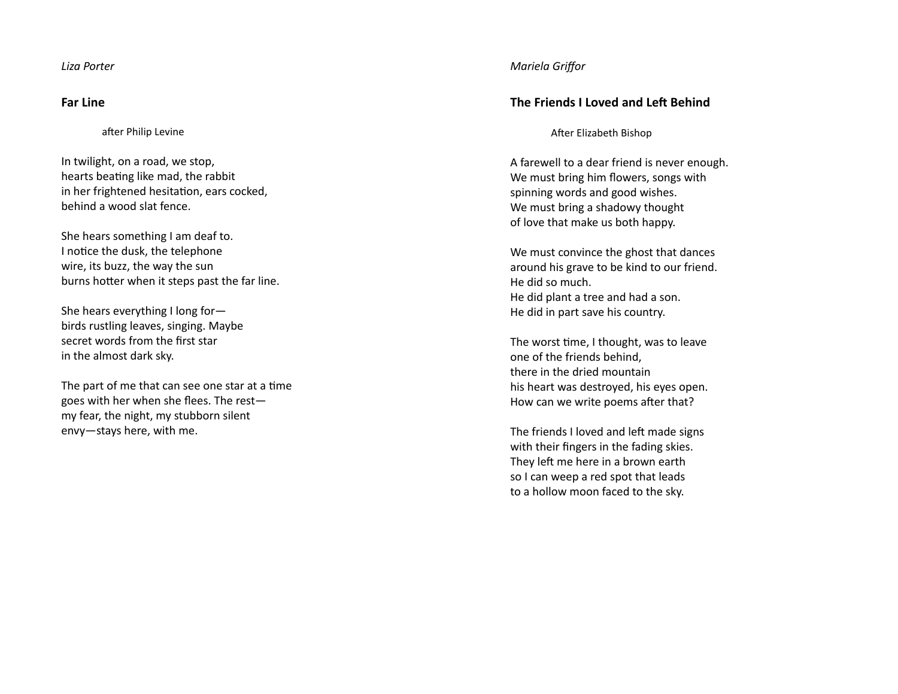*Liza Porter*

## Far Line

after Philip Levine

In twilight, on a road, we stop,  
hearts beating like mad, the rabbit  
in her frightened hesitation, ears cocked,  
behind a wood slat fence.

She hears something I am deaf to.  
I notice the dusk, the telephone  
wire, its buzz, the way the sun  
burns hotter when it steps past the far line.

She hears everything I long for—  
birds rustling leaves, singing. Maybe  
secret words from the first star  
in the almost dark sky.

The part of me that can see one star at a time  
goes with her when she flees. The rest—  
my fear, the night, my stubborn silent  
envy—stays here, with me.

*Mariela Griffor*

## The Friends I Loved and Left Behind

After Elizabeth Bishop

A farewell to a dear friend is never enough.  
We must bring him flowers, songs with  
spinning words and good wishes.  
We must bring a shadowy thought  
of love that make us both happy.

We must convince the ghost that dances  
around his grave to be kind to our friend.  
He did so much.  
He did plant a tree and had a son.  
He did in part save his country.

The worst time, I thought, was to leave  
one of the friends behind,  
there in the dried mountain  
his heart was destroyed, his eyes open.  
How can we write poems after that?

The friends I loved and left made signs  
with their fingers in the fading skies.  
They left me here in a brown earth  
so I can weep a red spot that leads  
to a hollow moon faced to the sky.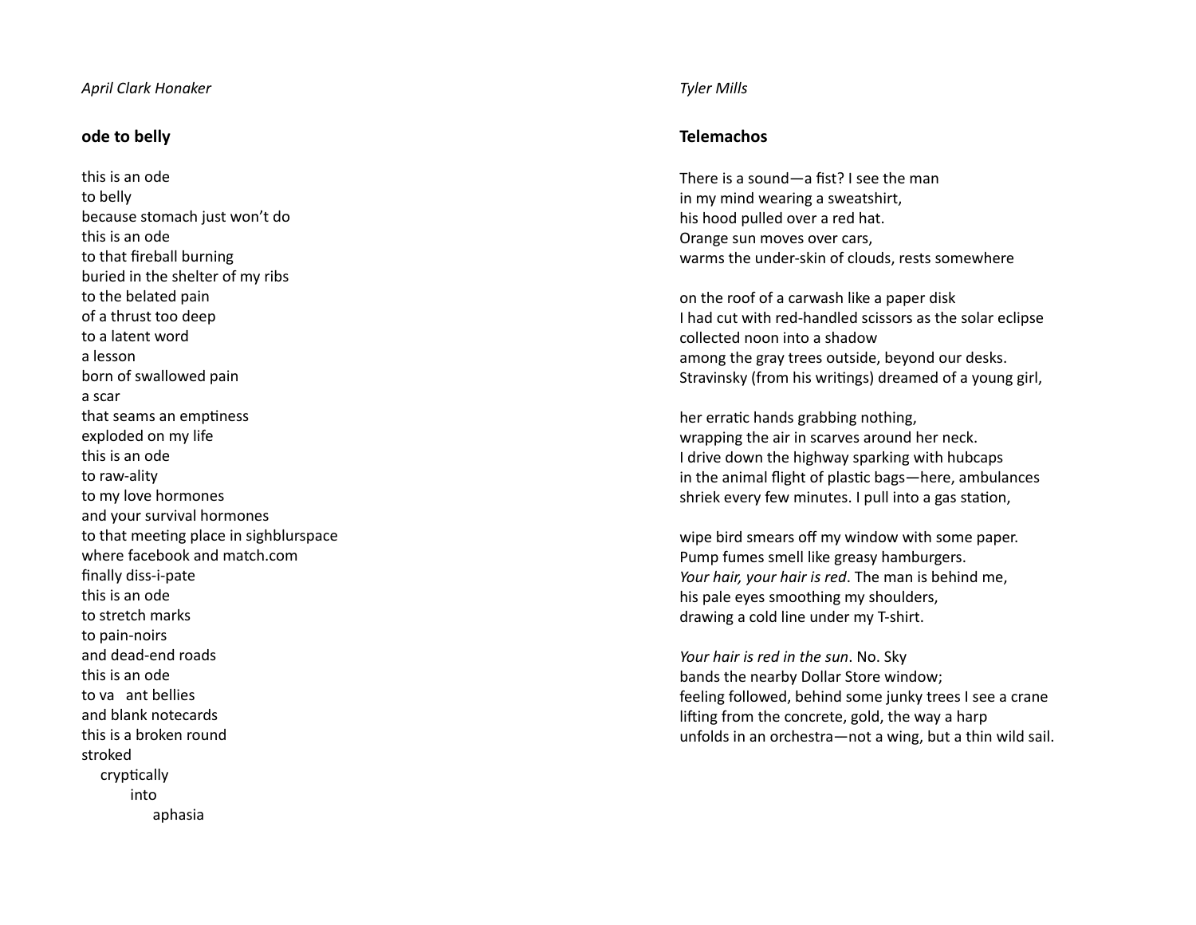*April Clark Honaker*

## ode to belly

this is an ode
to belly
because stomach just won't do
this is an ode
to that fireball burning
buried in the shelter of my ribs
to the belated pain
of a thrust too deep
to a latent word
a lesson
born of swallowed pain
a scar
that seams an emptiness
exploded on my life
this is an ode
to raw-ality
to my love hormones
and your survival hormones
to that meeting place in sighblurspace
where facebook and match.com
finally diss-i-pate
this is an ode
to stretch marks
to pain-noirs
and dead-end roads
this is an ode
to va ant bellies
and blank notecards
this is a broken round
stroked
  cryptically
    into
      aphasia

*Tyler Mills*

## Telemachos

There is a sound—a fist? I see the man
in my mind wearing a sweatshirt,
his hood pulled over a red hat.
Orange sun moves over cars,
warms the under-skin of clouds, rests somewhere

on the roof of a carwash like a paper disk
I had cut with red-handled scissors as the solar eclipse
collected noon into a shadow
among the gray trees outside, beyond our desks.
Stravinsky (from his writings) dreamed of a young girl,

her erratic hands grabbing nothing,
wrapping the air in scarves around her neck.
I drive down the highway sparking with hubcaps
in the animal flight of plastic bags—here, ambulances
shriek every few minutes. I pull into a gas station,

wipe bird smears off my window with some paper.
Pump fumes smell like greasy hamburgers.
*Your hair, your hair is red*. The man is behind me,
his pale eyes smoothing my shoulders,
drawing a cold line under my T-shirt.

*Your hair is red in the sun*. No. Sky
bands the nearby Dollar Store window;
feeling followed, behind some junky trees I see a crane
lifting from the concrete, gold, the way a harp
unfolds in an orchestra—not a wing, but a thin wild sail.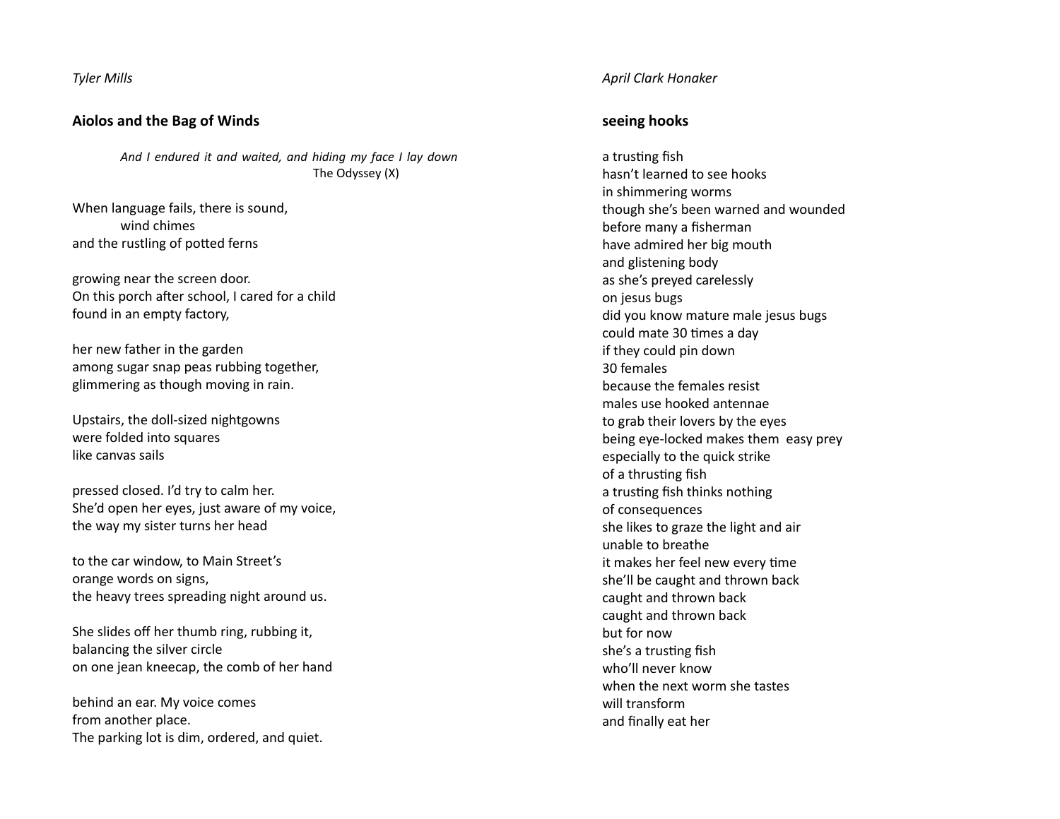*Tyler Mills*

## Aiolos and the Bag of Winds

> *And I endured it and waited, and hiding my face I lay down*
> The Odyssey (X)

When language fails, there is sound,
wind chimes
and the rustling of potted ferns

growing near the screen door.
On this porch after school, I cared for a child
found in an empty factory,

her new father in the garden
among sugar snap peas rubbing together,
glimmering as though moving in rain.

Upstairs, the doll-sized nightgowns
were folded into squares
like canvas sails

pressed closed. I'd try to calm her.
She'd open her eyes, just aware of my voice,
the way my sister turns her head

to the car window, to Main Street's
orange words on signs,
the heavy trees spreading night around us.

She slides off her thumb ring, rubbing it,
balancing the silver circle
on one jean kneecap, the comb of her hand

behind an ear. My voice comes
from another place.
The parking lot is dim, ordered, and quiet.

*April Clark Honaker*

## seeing hooks

a trusting fish
hasn't learned to see hooks
in shimmering worms
though she's been warned and wounded
before many a fisherman
have admired her big mouth
and glistening body
as she's preyed carelessly
on jesus bugs
did you know mature male jesus bugs
could mate 30 times a day
if they could pin down
30 females
because the females resist
males use hooked antennae
to grab their lovers by the eyes
being eye-locked makes them easy prey
especially to the quick strike
of a thrusting fish
a trusting fish thinks nothing
of consequences
she likes to graze the light and air
unable to breathe
it makes her feel new every time
she'll be caught and thrown back
caught and thrown back
caught and thrown back
but for now
she's a trusting fish
who'll never know
when the next worm she tastes
will transform
and finally eat her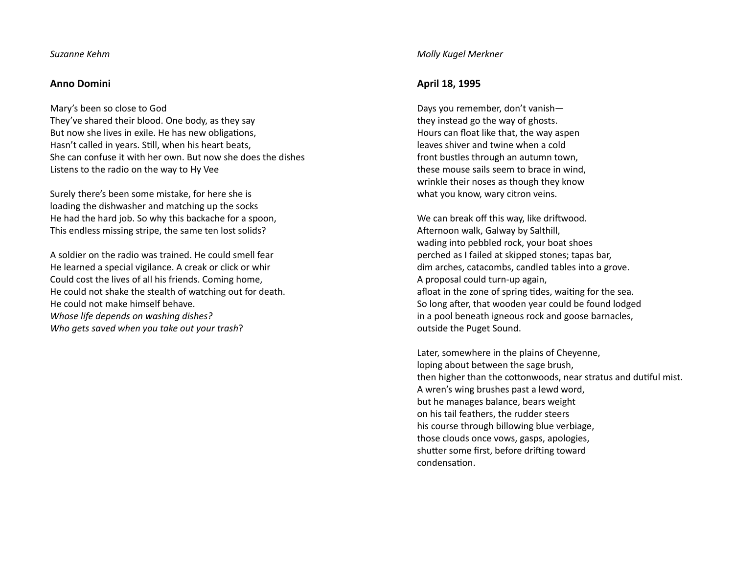*Suzanne Kehm*

## Anno Domini

Mary's been so close to God  
They've shared their blood. One body, as they say  
But now she lives in exile. He has new obligations,  
Hasn't called in years. Still, when his heart beats,  
She can confuse it with her own. But now she does the dishes  
Listens to the radio on the way to Hy Vee

Surely there's been some mistake, for here she is  
loading the dishwasher and matching up the socks  
He had the hard job. So why this backache for a spoon,  
This endless missing stripe, the same ten lost solids?

A soldier on the radio was trained. He could smell fear  
He learned a special vigilance. A creak or click or whir  
Could cost the lives of all his friends. Coming home,  
He could not shake the stealth of watching out for death.  
He could not make himself behave.  
*Whose life depends on washing dishes?*  
*Who gets saved when you take out your trash*?

*Molly Kugel Merkner*

## April 18, 1995

Days you remember, don't vanish—  
they instead go the way of ghosts.  
Hours can float like that, the way aspen  
leaves shiver and twine when a cold  
front bustles through an autumn town,  
these mouse sails seem to brace in wind,  
wrinkle their noses as though they know  
what you know, wary citron veins.

We can break off this way, like driftwood.  
Afternoon walk, Galway by Salthill,  
wading into pebbled rock, your boat shoes  
perched as I failed at skipped stones; tapas bar,  
dim arches, catacombs, candled tables into a grove.  
A proposal could turn-up again,  
afloat in the zone of spring tides, waiting for the sea.  
So long after, that wooden year could be found lodged  
in a pool beneath igneous rock and goose barnacles,  
outside the Puget Sound.

Later, somewhere in the plains of Cheyenne,  
loping about between the sage brush,  
then higher than the cottonwoods, near stratus and dutiful mist.  
A wren's wing brushes past a lewd word,  
but he manages balance, bears weight  
on his tail feathers, the rudder steers  
his course through billowing blue verbiage,  
those clouds once vows, gasps, apologies,  
shutter some first, before drifting toward  
condensation.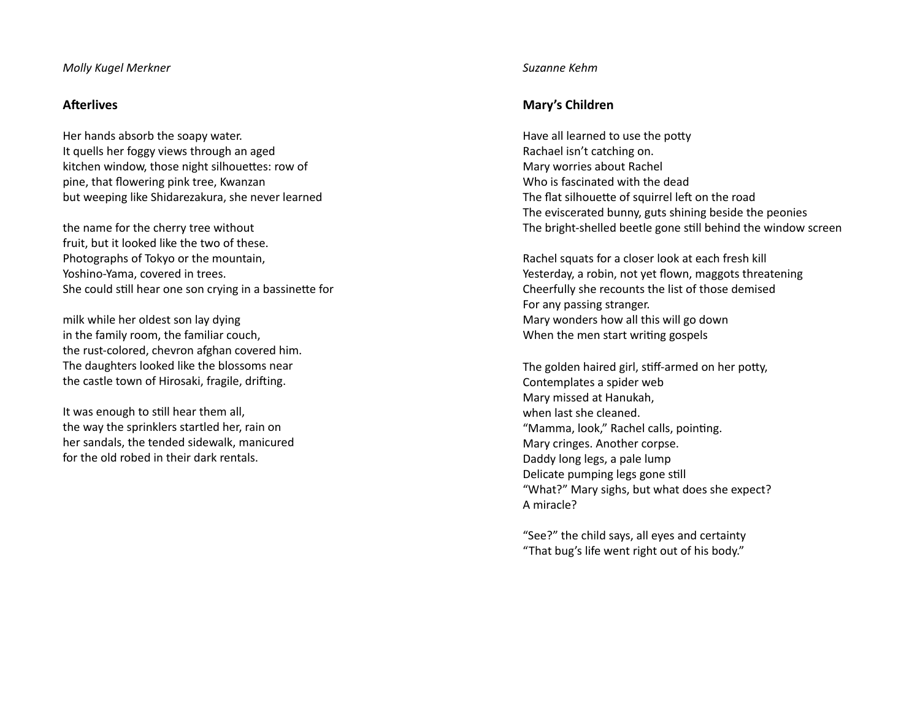*Molly Kugel Merkner*

## Afterlives

Her hands absorb the soapy water.
It quells her foggy views through an aged
kitchen window, those night silhouettes: row of
pine, that flowering pink tree, Kwanzan
but weeping like Shidarezakura, she never learned

the name for the cherry tree without
fruit, but it looked like the two of these.
Photographs of Tokyo or the mountain,
Yoshino-Yama, covered in trees.
She could still hear one son crying in a bassinette for

milk while her oldest son lay dying
in the family room, the familiar couch,
the rust-colored, chevron afghan covered him.
The daughters looked like the blossoms near
the castle town of Hirosaki, fragile, drifting.

It was enough to still hear them all,
the way the sprinklers startled her, rain on
her sandals, the tended sidewalk, manicured
for the old robed in their dark rentals.

*Suzanne Kehm*

## Mary's Children

Have all learned to use the potty
Rachael isn't catching on.
Mary worries about Rachel
Who is fascinated with the dead
The flat silhouette of squirrel left on the road
The eviscerated bunny, guts shining beside the peonies
The bright-shelled beetle gone still behind the window screen

Rachel squats for a closer look at each fresh kill
Yesterday, a robin, not yet flown, maggots threatening
Cheerfully she recounts the list of those demised
For any passing stranger.
Mary wonders how all this will go down
When the men start writing gospels

The golden haired girl, stiff-armed on her potty,
Contemplates a spider web
Mary missed at Hanukah,
when last she cleaned.
"Mamma, look," Rachel calls, pointing.
Mary cringes. Another corpse.
Daddy long legs, a pale lump
Delicate pumping legs gone still
"What?" Mary sighs, but what does she expect?
A miracle?

"See?" the child says, all eyes and certainty
"That bug's life went right out of his body."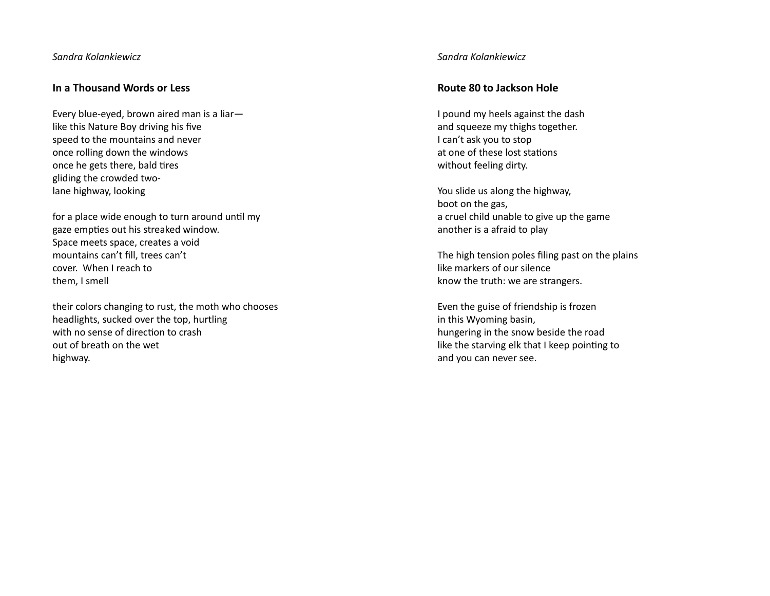*Sandra Kolankiewicz*

## In a Thousand Words or Less

Every blue-eyed, brown aired man is a liar—
like this Nature Boy driving his five
speed to the mountains and never
once rolling down the windows
once he gets there, bald tires
gliding the crowded two-
lane highway, looking

for a place wide enough to turn around until my
gaze empties out his streaked window.
Space meets space, creates a void
mountains can't fill, trees can't
cover. When I reach to
them, I smell

their colors changing to rust, the moth who chooses
headlights, sucked over the top, hurtling
with no sense of direction to crash
out of breath on the wet
highway.

*Sandra Kolankiewicz*

## Route 80 to Jackson Hole

I pound my heels against the dash
and squeeze my thighs together.
I can't ask you to stop
at one of these lost stations
without feeling dirty.

You slide us along the highway,
boot on the gas,
a cruel child unable to give up the game
another is a afraid to play

The high tension poles filing past on the plains
like markers of our silence
know the truth: we are strangers.

Even the guise of friendship is frozen
in this Wyoming basin,
hungering in the snow beside the road
like the starving elk that I keep pointing to
and you can never see.